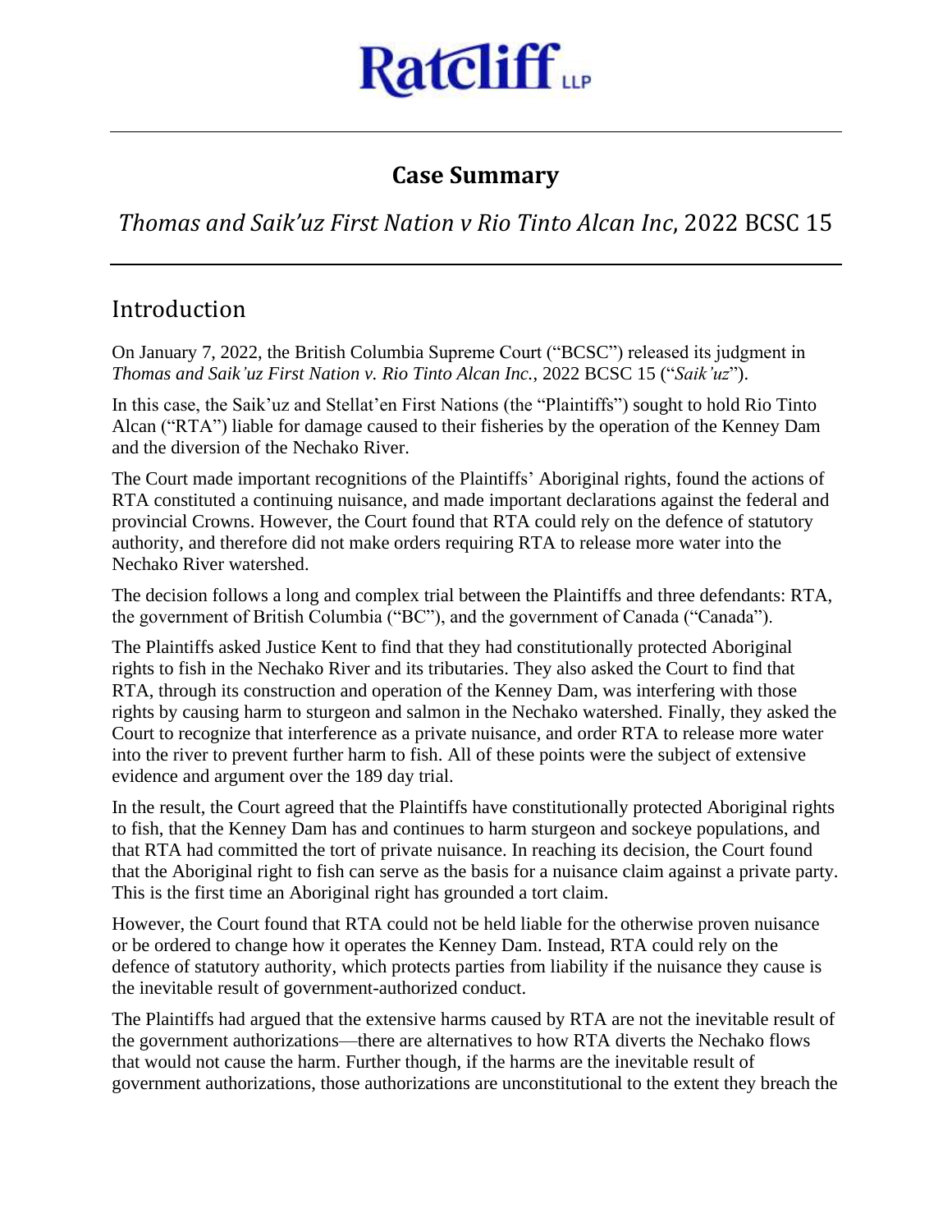# Ratcliff LLP

## Case Summary

### *Thomas and Saik'uz First Nation v Rio Tinto Alcan Inc,* 2022 BCSC 15

## Introduction

On January 7, 2022, the British Columbia Supreme Court ("BCSC") released its judgment in *Thomas and Saik'uz First Nation v. Rio Tinto Alcan Inc.*, 2022 BCSC 15 ("*Saik'uz*").

In this case, the Saik'uz and Stellat'en First Nations (the "Plaintiffs") sought to hold Rio Tinto Alcan ("RTA") liable for damage caused to their fisheries by the operation of the Kenney Dam and the diversion of the Nechako River.

The Court made important recognitions of the Plaintiffs' Aboriginal rights, found the actions of RTA constituted a continuing nuisance, and made important declarations against the federal and provincial Crowns. However, the Court found that RTA could rely on the defence of statutory authority, and therefore did not make orders requiring RTA to release more water into the Nechako River watershed.

The decision follows a long and complex trial between the Plaintiffs and three defendants: RTA, the government of British Columbia ("BC"), and the government of Canada ("Canada").

The Plaintiffs asked Justice Kent to find that they had constitutionally protected Aboriginal rights to fish in the Nechako River and its tributaries. They also asked the Court to find that RTA, through its construction and operation of the Kenney Dam, was interfering with those rights by causing harm to sturgeon and salmon in the Nechako watershed. Finally, they asked the Court to recognize that interference as a private nuisance, and order RTA to release more water into the river to prevent further harm to fish. All of these points were the subject of extensive evidence and argument over the 189 day trial.

In the result, the Court agreed that the Plaintiffs have constitutionally protected Aboriginal rights to fish, that the Kenney Dam has and continues to harm sturgeon and sockeye populations, and that RTA had committed the tort of private nuisance. In reaching its decision, the Court found that the Aboriginal right to fish can serve as the basis for a nuisance claim against a private party. This is the first time an Aboriginal right has grounded a tort claim.

However, the Court found that RTA could not be held liable for the otherwise proven nuisance or be ordered to change how it operates the Kenney Dam. Instead, RTA could rely on the defence of statutory authority, which protects parties from liability if the nuisance they cause is the inevitable result of government-authorized conduct.

The Plaintiffs had argued that the extensive harms caused by RTA are not the inevitable result of the government authorizations—there are alternatives to how RTA diverts the Nechako flows that would not cause the harm. Further though, if the harms are the inevitable result of government authorizations, those authorizations are unconstitutional to the extent they breach the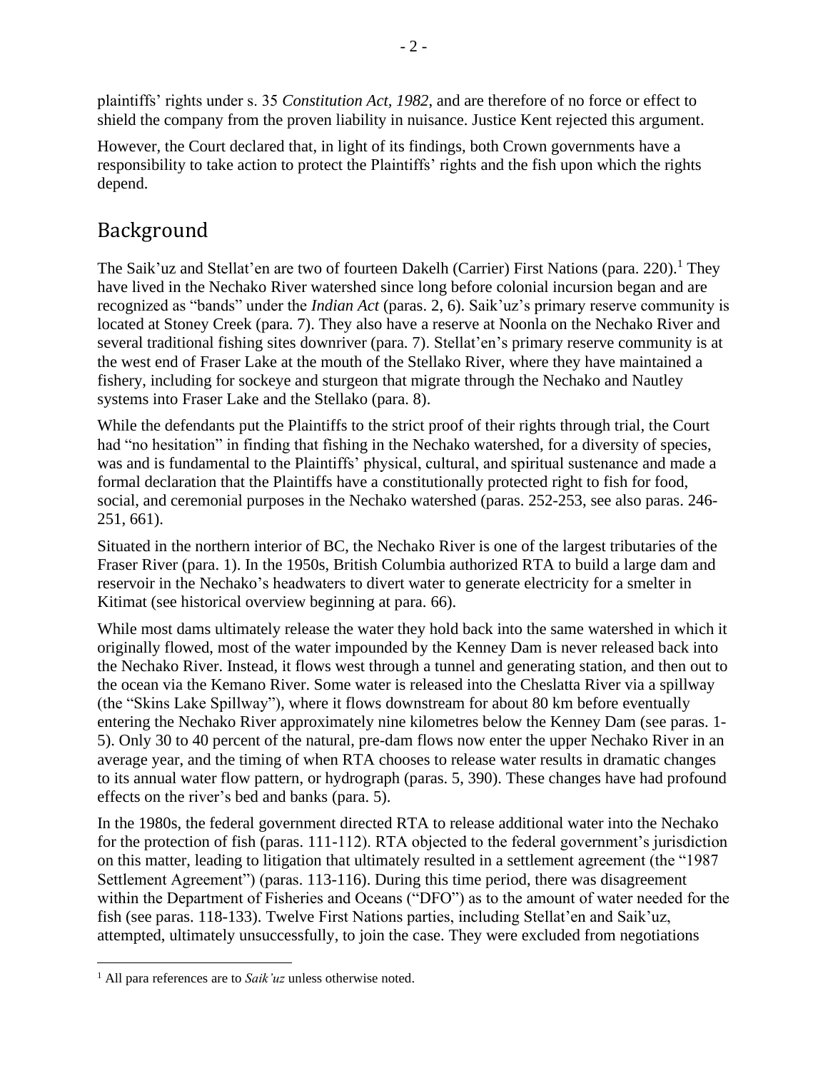plaintiffs' rights under s. 35 *Constitution Act, 1982*, and are therefore of no force or effect to shield the company from the proven liability in nuisance. Justice Kent rejected this argument.

However, the Court declared that, in light of its findings, both Crown governments have a responsibility to take action to protect the Plaintiffs' rights and the fish upon which the rights depend.

## Background

The Saik'uz and Stellat'en are two of fourteen Dakelh (Carrier) First Nations (para. 220).[1] They have lived in the Nechako River watershed since long before colonial incursion began and are recognized as "bands" under the *Indian Act* (paras. 2, 6). Saik'uz's primary reserve community is located at Stoney Creek (para. 7). They also have a reserve at Noonla on the Nechako River and several traditional fishing sites downriver (para. 7). Stellat'en's primary reserve community is at the west end of Fraser Lake at the mouth of the Stellako River, where they have maintained a fishery, including for sockeye and sturgeon that migrate through the Nechako and Nautley systems into Fraser Lake and the Stellako (para. 8).

While the defendants put the Plaintiffs to the strict proof of their rights through trial, the Court had "no hesitation" in finding that fishing in the Nechako watershed, for a diversity of species, was and is fundamental to the Plaintiffs' physical, cultural, and spiritual sustenance and made a formal declaration that the Plaintiffs have a constitutionally protected right to fish for food, social, and ceremonial purposes in the Nechako watershed (paras. 252-253, see also paras. 246-251, 661).

Situated in the northern interior of BC, the Nechako River is one of the largest tributaries of the Fraser River (para. 1). In the 1950s, British Columbia authorized RTA to build a large dam and reservoir in the Nechako's headwaters to divert water to generate electricity for a smelter in Kitimat (see historical overview beginning at para. 66).

While most dams ultimately release the water they hold back into the same watershed in which it originally flowed, most of the water impounded by the Kenney Dam is never released back into the Nechako River. Instead, it flows west through a tunnel and generating station, and then out to the ocean via the Kemano River. Some water is released into the Cheslatta River via a spillway (the "Skins Lake Spillway"), where it flows downstream for about 80 km before eventually entering the Nechako River approximately nine kilometres below the Kenney Dam (see paras. 1-5). Only 30 to 40 percent of the natural, pre-dam flows now enter the upper Nechako River in an average year, and the timing of when RTA chooses to release water results in dramatic changes to its annual water flow pattern, or hydrograph (paras. 5, 390). These changes have had profound effects on the river's bed and banks (para. 5).

In the 1980s, the federal government directed RTA to release additional water into the Nechako for the protection of fish (paras. 111-112). RTA objected to the federal government's jurisdiction on this matter, leading to litigation that ultimately resulted in a settlement agreement (the "1987 Settlement Agreement") (paras. 113-116). During this time period, there was disagreement within the Department of Fisheries and Oceans ("DFO") as to the amount of water needed for the fish (see paras. 118-133). Twelve First Nations parties, including Stellat'en and Saik'uz, attempted, ultimately unsuccessfully, to join the case. They were excluded from negotiations

[1] All para references are to *Saik'uz* unless otherwise noted.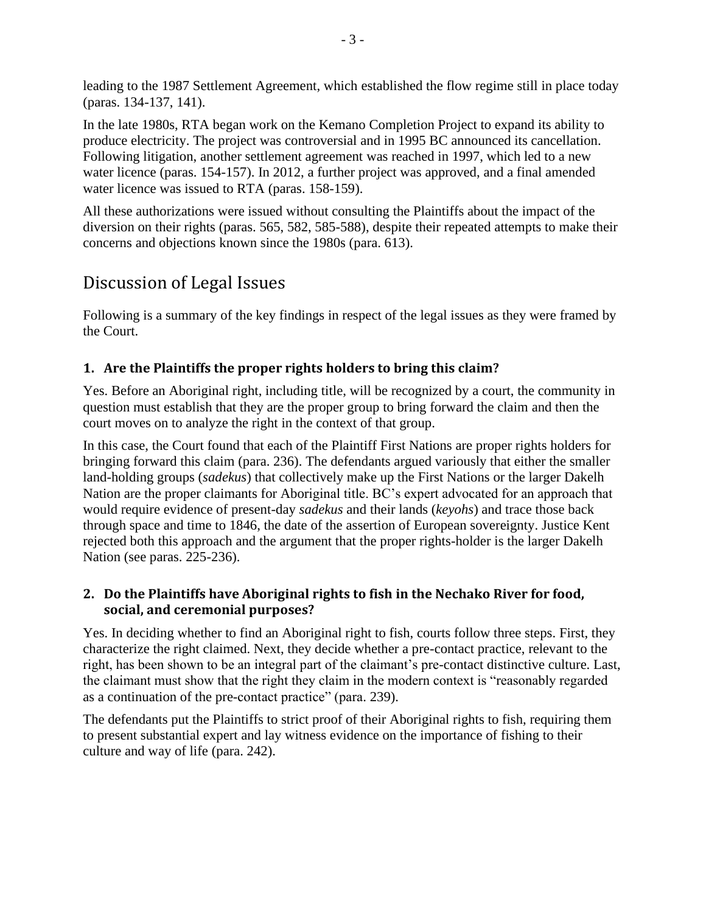leading to the 1987 Settlement Agreement, which established the flow regime still in place today (paras. 134-137, 141).

In the late 1980s, RTA began work on the Kemano Completion Project to expand its ability to produce electricity. The project was controversial and in 1995 BC announced its cancellation. Following litigation, another settlement agreement was reached in 1997, which led to a new water licence (paras. 154-157). In 2012, a further project was approved, and a final amended water licence was issued to RTA (paras. 158-159).

All these authorizations were issued without consulting the Plaintiffs about the impact of the diversion on their rights (paras. 565, 582, 585-588), despite their repeated attempts to make their concerns and objections known since the 1980s (para. 613).

## Discussion of Legal Issues

Following is a summary of the key findings in respect of the legal issues as they were framed by the Court.

### 1. Are the Plaintiffs the proper rights holders to bring this claim?

Yes. Before an Aboriginal right, including title, will be recognized by a court, the community in question must establish that they are the proper group to bring forward the claim and then the court moves on to analyze the right in the context of that group.

In this case, the Court found that each of the Plaintiff First Nations are proper rights holders for bringing forward this claim (para. 236). The defendants argued variously that either the smaller land-holding groups (*sadekus*) that collectively make up the First Nations or the larger Dakelh Nation are the proper claimants for Aboriginal title. BC's expert advocated for an approach that would require evidence of present-day *sadekus* and their lands (*keyohs*) and trace those back through space and time to 1846, the date of the assertion of European sovereignty. Justice Kent rejected both this approach and the argument that the proper rights-holder is the larger Dakelh Nation (see paras. 225-236).

### 2. Do the Plaintiffs have Aboriginal rights to fish in the Nechako River for food, social, and ceremonial purposes?

Yes. In deciding whether to find an Aboriginal right to fish, courts follow three steps. First, they characterize the right claimed. Next, they decide whether a pre-contact practice, relevant to the right, has been shown to be an integral part of the claimant's pre-contact distinctive culture. Last, the claimant must show that the right they claim in the modern context is "reasonably regarded as a continuation of the pre-contact practice" (para. 239).

The defendants put the Plaintiffs to strict proof of their Aboriginal rights to fish, requiring them to present substantial expert and lay witness evidence on the importance of fishing to their culture and way of life (para. 242).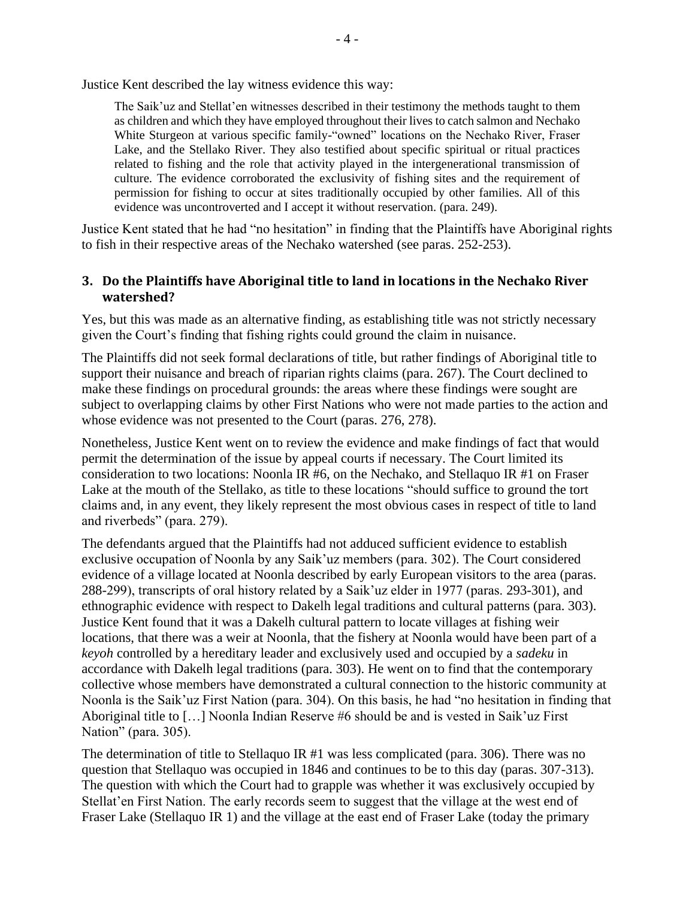Justice Kent described the lay witness evidence this way:

> The Saik'uz and Stellat'en witnesses described in their testimony the methods taught to them as children and which they have employed throughout their lives to catch salmon and Nechako White Sturgeon at various specific family-"owned" locations on the Nechako River, Fraser Lake, and the Stellako River. They also testified about specific spiritual or ritual practices related to fishing and the role that activity played in the intergenerational transmission of culture. The evidence corroborated the exclusivity of fishing sites and the requirement of permission for fishing to occur at sites traditionally occupied by other families. All of this evidence was uncontroverted and I accept it without reservation. (para. 249).

Justice Kent stated that he had "no hesitation" in finding that the Plaintiffs have Aboriginal rights to fish in their respective areas of the Nechako watershed (see paras. 252-253).

### 3. Do the Plaintiffs have Aboriginal title to land in locations in the Nechako River watershed?

Yes, but this was made as an alternative finding, as establishing title was not strictly necessary given the Court's finding that fishing rights could ground the claim in nuisance.

The Plaintiffs did not seek formal declarations of title, but rather findings of Aboriginal title to support their nuisance and breach of riparian rights claims (para. 267). The Court declined to make these findings on procedural grounds: the areas where these findings were sought are subject to overlapping claims by other First Nations who were not made parties to the action and whose evidence was not presented to the Court (paras. 276, 278).

Nonetheless, Justice Kent went on to review the evidence and make findings of fact that would permit the determination of the issue by appeal courts if necessary. The Court limited its consideration to two locations: Noonla IR #6, on the Nechako, and Stellaquo IR #1 on Fraser Lake at the mouth of the Stellako, as title to these locations "should suffice to ground the tort claims and, in any event, they likely represent the most obvious cases in respect of title to land and riverbeds" (para. 279).

The defendants argued that the Plaintiffs had not adduced sufficient evidence to establish exclusive occupation of Noonla by any Saik'uz members (para. 302). The Court considered evidence of a village located at Noonla described by early European visitors to the area (paras. 288-299), transcripts of oral history related by a Saik'uz elder in 1977 (paras. 293-301), and ethnographic evidence with respect to Dakelh legal traditions and cultural patterns (para. 303). Justice Kent found that it was a Dakelh cultural pattern to locate villages at fishing weir locations, that there was a weir at Noonla, that the fishery at Noonla would have been part of a *keyoh* controlled by a hereditary leader and exclusively used and occupied by a *sadeku* in accordance with Dakelh legal traditions (para. 303). He went on to find that the contemporary collective whose members have demonstrated a cultural connection to the historic community at Noonla is the Saik'uz First Nation (para. 304). On this basis, he had "no hesitation in finding that Aboriginal title to […] Noonla Indian Reserve #6 should be and is vested in Saik'uz First Nation" (para. 305).

The determination of title to Stellaquo IR #1 was less complicated (para. 306). There was no question that Stellaquo was occupied in 1846 and continues to be to this day (paras. 307-313). The question with which the Court had to grapple was whether it was exclusively occupied by Stellat'en First Nation. The early records seem to suggest that the village at the west end of Fraser Lake (Stellaquo IR 1) and the village at the east end of Fraser Lake (today the primary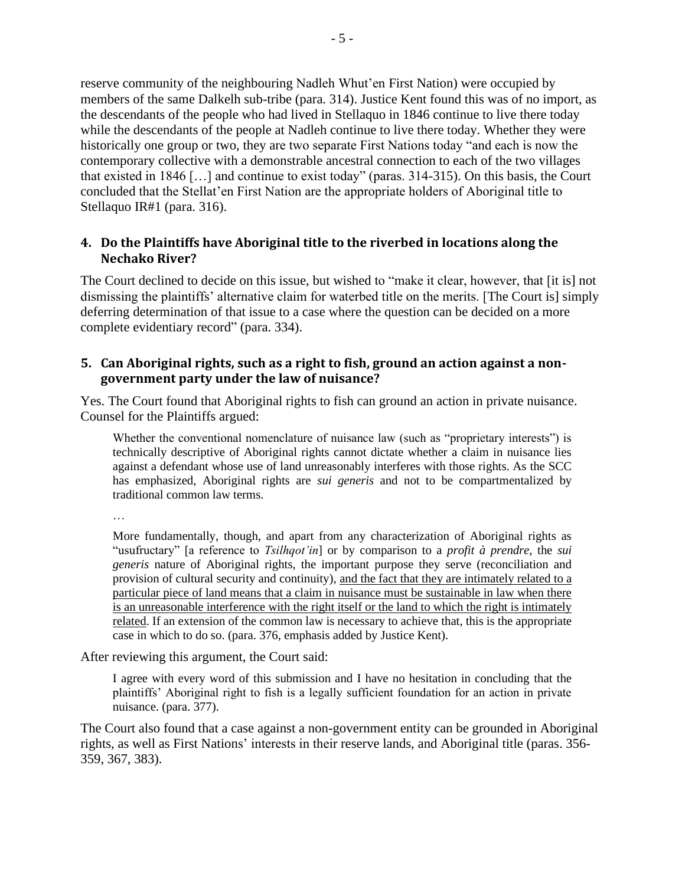reserve community of the neighbouring Nadleh Whut'en First Nation) were occupied by members of the same Dalkelh sub-tribe (para. 314). Justice Kent found this was of no import, as the descendants of the people who had lived in Stellaquo in 1846 continue to live there today while the descendants of the people at Nadleh continue to live there today. Whether they were historically one group or two, they are two separate First Nations today "and each is now the contemporary collective with a demonstrable ancestral connection to each of the two villages that existed in 1846 […] and continue to exist today" (paras. 314-315). On this basis, the Court concluded that the Stellat'en First Nation are the appropriate holders of Aboriginal title to Stellaquo IR#1 (para. 316).

### 4. Do the Plaintiffs have Aboriginal title to the riverbed in locations along the Nechako River?

The Court declined to decide on this issue, but wished to "make it clear, however, that [it is] not dismissing the plaintiffs' alternative claim for waterbed title on the merits. [The Court is] simply deferring determination of that issue to a case where the question can be decided on a more complete evidentiary record" (para. 334).

### 5. Can Aboriginal rights, such as a right to fish, ground an action against a non-government party under the law of nuisance?

Yes. The Court found that Aboriginal rights to fish can ground an action in private nuisance. Counsel for the Plaintiffs argued:

> Whether the conventional nomenclature of nuisance law (such as "proprietary interests") is technically descriptive of Aboriginal rights cannot dictate whether a claim in nuisance lies against a defendant whose use of land unreasonably interferes with those rights. As the SCC has emphasized, Aboriginal rights are *sui generis* and not to be compartmentalized by traditional common law terms.
>
> …
>
> More fundamentally, though, and apart from any characterization of Aboriginal rights as "usufructary" [a reference to *Tsilhqot'in*] or by comparison to a *profit à prendre*, the *sui generis* nature of Aboriginal rights, the important purpose they serve (reconciliation and provision of cultural security and continuity), <u>and the fact that they are intimately related to a particular piece of land means that a claim in nuisance must be sustainable in law when there is an unreasonable interference with the right itself or the land to which the right is intimately related</u>. If an extension of the common law is necessary to achieve that, this is the appropriate case in which to do so. (para. 376, emphasis added by Justice Kent).

After reviewing this argument, the Court said:

> I agree with every word of this submission and I have no hesitation in concluding that the plaintiffs' Aboriginal right to fish is a legally sufficient foundation for an action in private nuisance. (para. 377).

The Court also found that a case against a non-government entity can be grounded in Aboriginal rights, as well as First Nations' interests in their reserve lands, and Aboriginal title (paras. 356-359, 367, 383).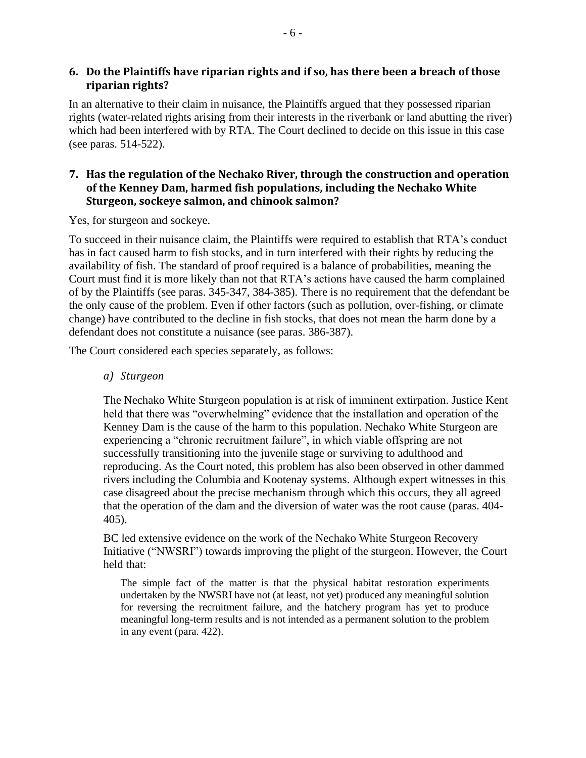### 6. Do the Plaintiffs have riparian rights and if so, has there been a breach of those riparian rights?

In an alternative to their claim in nuisance, the Plaintiffs argued that they possessed riparian rights (water-related rights arising from their interests in the riverbank or land abutting the river) which had been interfered with by RTA. The Court declined to decide on this issue in this case (see paras. 514-522).

### 7. Has the regulation of the Nechako River, through the construction and operation of the Kenney Dam, harmed fish populations, including the Nechako White Sturgeon, sockeye salmon, and chinook salmon?

Yes, for sturgeon and sockeye.

To succeed in their nuisance claim, the Plaintiffs were required to establish that RTA's conduct has in fact caused harm to fish stocks, and in turn interfered with their rights by reducing the availability of fish. The standard of proof required is a balance of probabilities, meaning the Court must find it is more likely than not that RTA's actions have caused the harm complained of by the Plaintiffs (see paras. 345-347, 384-385). There is no requirement that the defendant be the only cause of the problem. Even if other factors (such as pollution, over-fishing, or climate change) have contributed to the decline in fish stocks, that does not mean the harm done by a defendant does not constitute a nuisance (see paras. 386-387).

The Court considered each species separately, as follows:

*a) Sturgeon*

The Nechako White Sturgeon population is at risk of imminent extirpation. Justice Kent held that there was "overwhelming" evidence that the installation and operation of the Kenney Dam is the cause of the harm to this population. Nechako White Sturgeon are experiencing a "chronic recruitment failure", in which viable offspring are not successfully transitioning into the juvenile stage or surviving to adulthood and reproducing. As the Court noted, this problem has also been observed in other dammed rivers including the Columbia and Kootenay systems. Although expert witnesses in this case disagreed about the precise mechanism through which this occurs, they all agreed that the operation of the dam and the diversion of water was the root cause (paras. 404-405).

BC led extensive evidence on the work of the Nechako White Sturgeon Recovery Initiative ("NWSRI") towards improving the plight of the sturgeon. However, the Court held that:

> The simple fact of the matter is that the physical habitat restoration experiments undertaken by the NWSRI have not (at least, not yet) produced any meaningful solution for reversing the recruitment failure, and the hatchery program has yet to produce meaningful long-term results and is not intended as a permanent solution to the problem in any event (para. 422).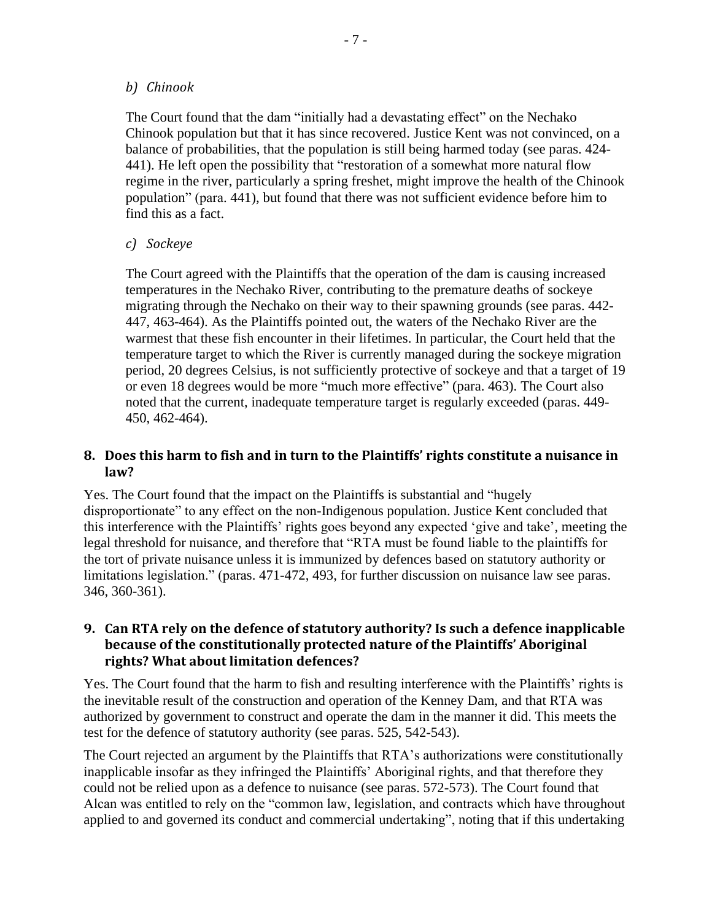*b) Chinook*

The Court found that the dam "initially had a devastating effect" on the Nechako Chinook population but that it has since recovered. Justice Kent was not convinced, on a balance of probabilities, that the population is still being harmed today (see paras. 424-441). He left open the possibility that "restoration of a somewhat more natural flow regime in the river, particularly a spring freshet, might improve the health of the Chinook population" (para. 441), but found that there was not sufficient evidence before him to find this as a fact.

*c) Sockeye*

The Court agreed with the Plaintiffs that the operation of the dam is causing increased temperatures in the Nechako River, contributing to the premature deaths of sockeye migrating through the Nechako on their way to their spawning grounds (see paras. 442-447, 463-464). As the Plaintiffs pointed out, the waters of the Nechako River are the warmest that these fish encounter in their lifetimes. In particular, the Court held that the temperature target to which the River is currently managed during the sockeye migration period, 20 degrees Celsius, is not sufficiently protective of sockeye and that a target of 19 or even 18 degrees would be more "much more effective" (para. 463). The Court also noted that the current, inadequate temperature target is regularly exceeded (paras. 449-450, 462-464).

## 8. Does this harm to fish and in turn to the Plaintiffs' rights constitute a nuisance in law?

Yes. The Court found that the impact on the Plaintiffs is substantial and "hugely disproportionate" to any effect on the non-Indigenous population. Justice Kent concluded that this interference with the Plaintiffs' rights goes beyond any expected 'give and take', meeting the legal threshold for nuisance, and therefore that "RTA must be found liable to the plaintiffs for the tort of private nuisance unless it is immunized by defences based on statutory authority or limitations legislation." (paras. 471-472, 493, for further discussion on nuisance law see paras. 346, 360-361).

## 9. Can RTA rely on the defence of statutory authority? Is such a defence inapplicable because of the constitutionally protected nature of the Plaintiffs' Aboriginal rights? What about limitation defences?

Yes. The Court found that the harm to fish and resulting interference with the Plaintiffs' rights is the inevitable result of the construction and operation of the Kenney Dam, and that RTA was authorized by government to construct and operate the dam in the manner it did. This meets the test for the defence of statutory authority (see paras. 525, 542-543).

The Court rejected an argument by the Plaintiffs that RTA's authorizations were constitutionally inapplicable insofar as they infringed the Plaintiffs' Aboriginal rights, and that therefore they could not be relied upon as a defence to nuisance (see paras. 572-573). The Court found that Alcan was entitled to rely on the "common law, legislation, and contracts which have throughout applied to and governed its conduct and commercial undertaking", noting that if this undertaking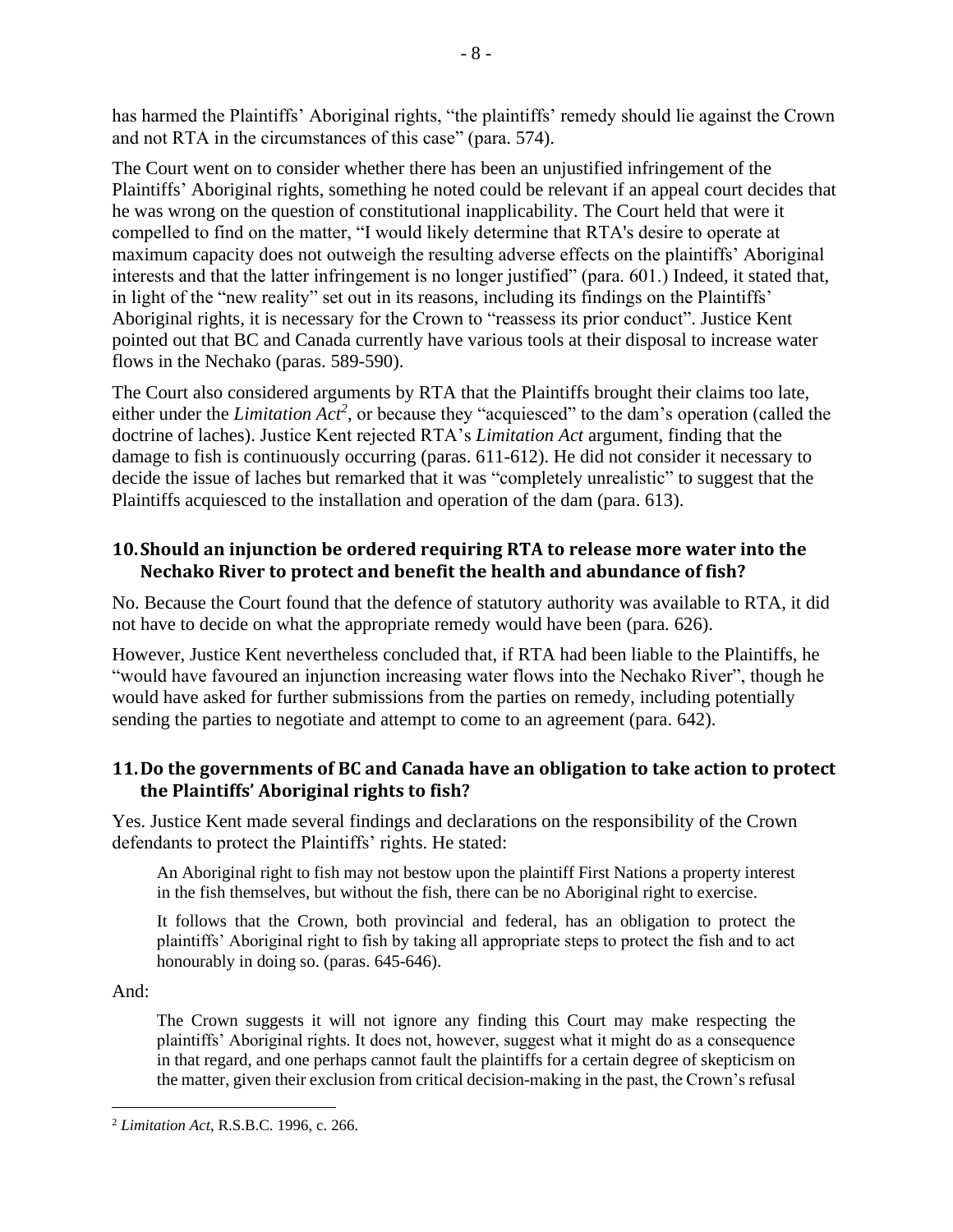has harmed the Plaintiffs' Aboriginal rights, "the plaintiffs' remedy should lie against the Crown and not RTA in the circumstances of this case" (para. 574).

The Court went on to consider whether there has been an unjustified infringement of the Plaintiffs' Aboriginal rights, something he noted could be relevant if an appeal court decides that he was wrong on the question of constitutional inapplicability. The Court held that were it compelled to find on the matter, "I would likely determine that RTA's desire to operate at maximum capacity does not outweigh the resulting adverse effects on the plaintiffs' Aboriginal interests and that the latter infringement is no longer justified" (para. 601.) Indeed, it stated that, in light of the "new reality" set out in its reasons, including its findings on the Plaintiffs' Aboriginal rights, it is necessary for the Crown to "reassess its prior conduct". Justice Kent pointed out that BC and Canada currently have various tools at their disposal to increase water flows in the Nechako (paras. 589-590).

The Court also considered arguments by RTA that the Plaintiffs brought their claims too late, either under the *Limitation Act*[2], or because they "acquiesced" to the dam's operation (called the doctrine of laches). Justice Kent rejected RTA's *Limitation Act* argument, finding that the damage to fish is continuously occurring (paras. 611-612). He did not consider it necessary to decide the issue of laches but remarked that it was "completely unrealistic" to suggest that the Plaintiffs acquiesced to the installation and operation of the dam (para. 613).

## 10. Should an injunction be ordered requiring RTA to release more water into the Nechako River to protect and benefit the health and abundance of fish?

No. Because the Court found that the defence of statutory authority was available to RTA, it did not have to decide on what the appropriate remedy would have been (para. 626).

However, Justice Kent nevertheless concluded that, if RTA had been liable to the Plaintiffs, he "would have favoured an injunction increasing water flows into the Nechako River", though he would have asked for further submissions from the parties on remedy, including potentially sending the parties to negotiate and attempt to come to an agreement (para. 642).

## 11. Do the governments of BC and Canada have an obligation to take action to protect the Plaintiffs' Aboriginal rights to fish?

Yes. Justice Kent made several findings and declarations on the responsibility of the Crown defendants to protect the Plaintiffs' rights. He stated:

> An Aboriginal right to fish may not bestow upon the plaintiff First Nations a property interest in the fish themselves, but without the fish, there can be no Aboriginal right to exercise.
>
> It follows that the Crown, both provincial and federal, has an obligation to protect the plaintiffs' Aboriginal right to fish by taking all appropriate steps to protect the fish and to act honourably in doing so. (paras. 645-646).

And:

> The Crown suggests it will not ignore any finding this Court may make respecting the plaintiffs' Aboriginal rights. It does not, however, suggest what it might do as a consequence in that regard, and one perhaps cannot fault the plaintiffs for a certain degree of skepticism on the matter, given their exclusion from critical decision-making in the past, the Crown's refusal

---

[2] *Limitation Act*, R.S.B.C. 1996, c. 266.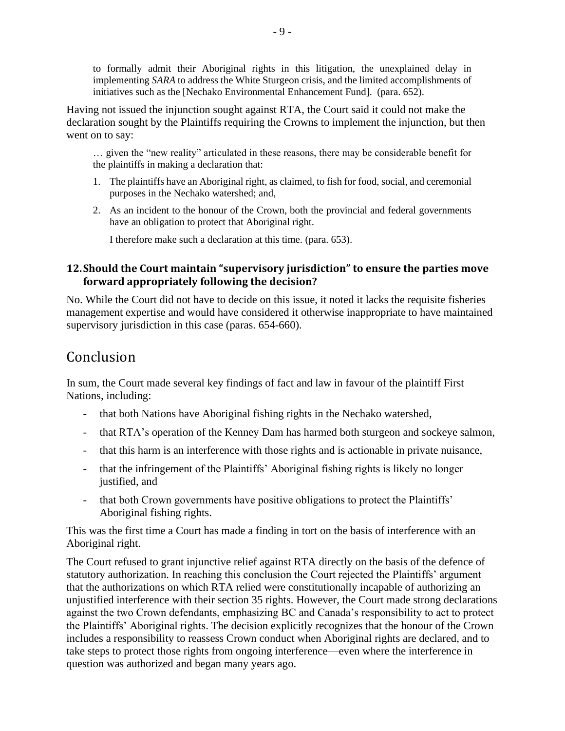> to formally admit their Aboriginal rights in this litigation, the unexplained delay in implementing *SARA* to address the White Sturgeon crisis, and the limited accomplishments of initiatives such as the [Nechako Environmental Enhancement Fund]. (para. 652).

Having not issued the injunction sought against RTA, the Court said it could not make the declaration sought by the Plaintiffs requiring the Crowns to implement the injunction, but then went on to say:

> … given the "new reality" articulated in these reasons, there may be considerable benefit for the plaintiffs in making a declaration that:
>
> 1. The plaintiffs have an Aboriginal right, as claimed, to fish for food, social, and ceremonial purposes in the Nechako watershed; and,
> 2. As an incident to the honour of the Crown, both the provincial and federal governments have an obligation to protect that Aboriginal right.
>
> I therefore make such a declaration at this time. (para. 653).

### 12. Should the Court maintain "supervisory jurisdiction" to ensure the parties move forward appropriately following the decision?

No. While the Court did not have to decide on this issue, it noted it lacks the requisite fisheries management expertise and would have considered it otherwise inappropriate to have maintained supervisory jurisdiction in this case (paras. 654-660).

## Conclusion

In sum, the Court made several key findings of fact and law in favour of the plaintiff First Nations, including:

- that both Nations have Aboriginal fishing rights in the Nechako watershed,
- that RTA's operation of the Kenney Dam has harmed both sturgeon and sockeye salmon,
- that this harm is an interference with those rights and is actionable in private nuisance,
- that the infringement of the Plaintiffs' Aboriginal fishing rights is likely no longer justified, and
- that both Crown governments have positive obligations to protect the Plaintiffs' Aboriginal fishing rights.

This was the first time a Court has made a finding in tort on the basis of interference with an Aboriginal right.

The Court refused to grant injunctive relief against RTA directly on the basis of the defence of statutory authorization. In reaching this conclusion the Court rejected the Plaintiffs' argument that the authorizations on which RTA relied were constitutionally incapable of authorizing an unjustified interference with their section 35 rights. However, the Court made strong declarations against the two Crown defendants, emphasizing BC and Canada's responsibility to act to protect the Plaintiffs' Aboriginal rights. The decision explicitly recognizes that the honour of the Crown includes a responsibility to reassess Crown conduct when Aboriginal rights are declared, and to take steps to protect those rights from ongoing interference—even where the interference in question was authorized and began many years ago.